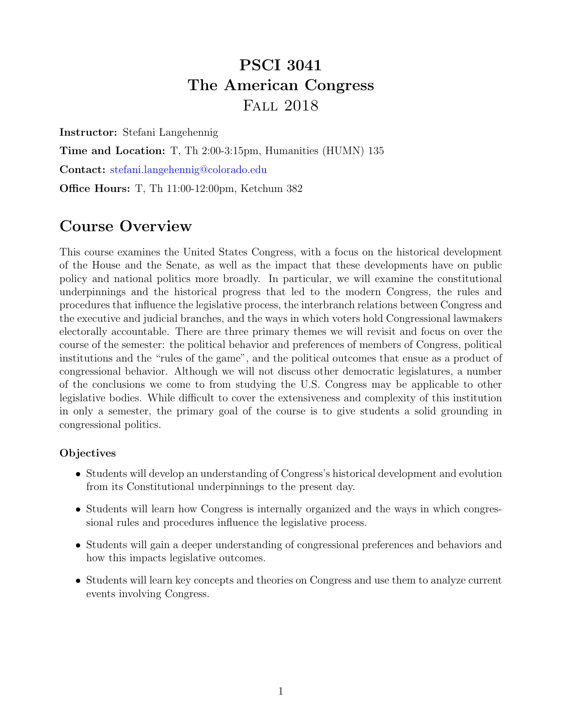# PSCI 3041
# The American Congress
# Fall 2018

**Instructor:** Stefani Langehennig

**Time and Location:** T, Th 2:00-3:15pm, Humanities (HUMN) 135

**Contact:** stefani.langehennig@colorado.edu

**Office Hours:** T, Th 11:00-12:00pm, Ketchum 382

## Course Overview

This course examines the United States Congress, with a focus on the historical development of the House and the Senate, as well as the impact that these developments have on public policy and national politics more broadly. In particular, we will examine the constitutional underpinnings and the historical progress that led to the modern Congress, the rules and procedures that influence the legislative process, the interbranch relations between Congress and the executive and judicial branches, and the ways in which voters hold Congressional lawmakers electorally accountable. There are three primary themes we will revisit and focus on over the course of the semester: the political behavior and preferences of members of Congress, political institutions and the "rules of the game", and the political outcomes that ensue as a product of congressional behavior. Although we will not discuss other democratic legislatures, a number of the conclusions we come to from studying the U.S. Congress may be applicable to other legislative bodies. While difficult to cover the extensiveness and complexity of this institution in only a semester, the primary goal of the course is to give students a solid grounding in congressional politics.

### Objectives

- Students will develop an understanding of Congress's historical development and evolution from its Constitutional underpinnings to the present day.
- Students will learn how Congress is internally organized and the ways in which congressional rules and procedures influence the legislative process.
- Students will gain a deeper understanding of congressional preferences and behaviors and how this impacts legislative outcomes.
- Students will learn key concepts and theories on Congress and use them to analyze current events involving Congress.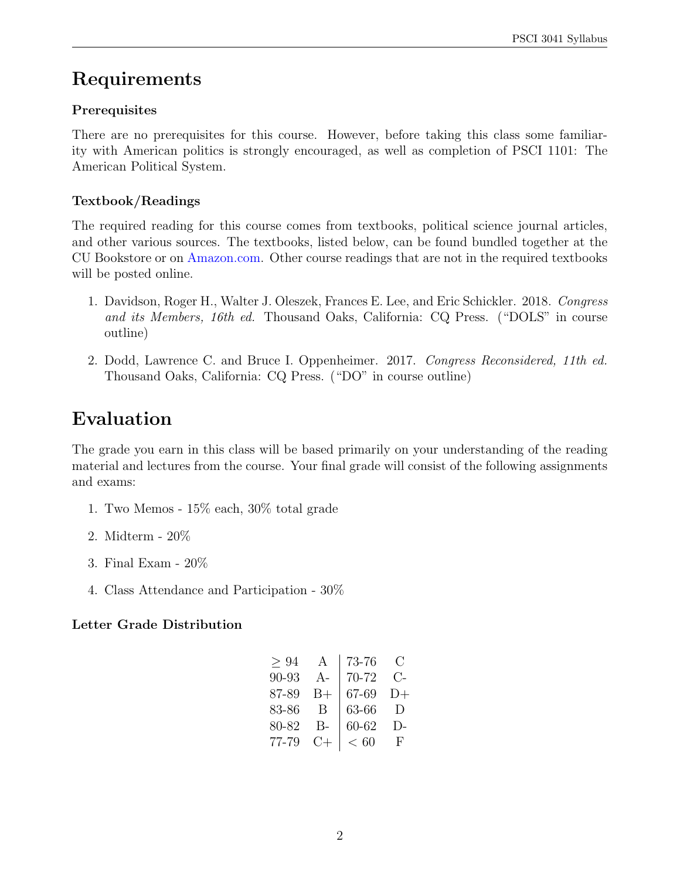# Requirements

### Prerequisites

There are no prerequisites for this course. However, before taking this class some familiarity with American politics is strongly encouraged, as well as completion of PSCI 1101: The American Political System.

### Textbook/Readings

The required reading for this course comes from textbooks, political science journal articles, and other various sources. The textbooks, listed below, can be found bundled together at the CU Bookstore or on Amazon.com. Other course readings that are not in the required textbooks will be posted online.

1. Davidson, Roger H., Walter J. Oleszek, Frances E. Lee, and Eric Schickler. 2018. *Congress and its Members, 16th ed.* Thousand Oaks, California: CQ Press. ("DOLS" in course outline)

2. Dodd, Lawrence C. and Bruce I. Oppenheimer. 2017. *Congress Reconsidered, 11th ed.* Thousand Oaks, California: CQ Press. ("DO" in course outline)

# Evaluation

The grade you earn in this class will be based primarily on your understanding of the reading material and lectures from the course. Your final grade will consist of the following assignments and exams:

1. Two Memos - 15% each, 30% total grade

2. Midterm - 20%

3. Final Exam - 20%

4. Class Attendance and Participation - 30%

### Letter Grade Distribution

| Score | Grade | Score | Grade |
|---|---|---|---|
| $\geq 94$ | A | 73-76 | C |
| 90-93 | A- | 70-72 | C- |
| 87-89 | B+ | 67-69 | D+ |
| 83-86 | B | 63-66 | D |
| 80-82 | B- | 60-62 | D- |
| 77-79 | C+ | $< 60$ | F |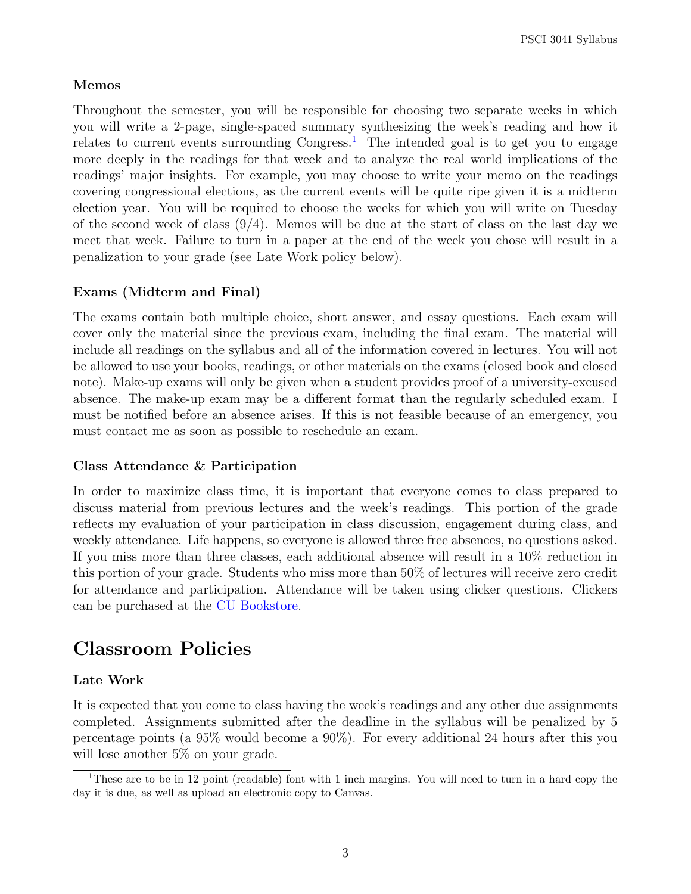### Memos

Throughout the semester, you will be responsible for choosing two separate weeks in which you will write a 2-page, single-spaced summary synthesizing the week's reading and how it relates to current events surrounding Congress.[1] The intended goal is to get you to engage more deeply in the readings for that week and to analyze the real world implications of the readings' major insights. For example, you may choose to write your memo on the readings covering congressional elections, as the current events will be quite ripe given it is a midterm election year. You will be required to choose the weeks for which you will write on Tuesday of the second week of class (9/4). Memos will be due at the start of class on the last day we meet that week. Failure to turn in a paper at the end of the week you chose will result in a penalization to your grade (see Late Work policy below).

### Exams (Midterm and Final)

The exams contain both multiple choice, short answer, and essay questions. Each exam will cover only the material since the previous exam, including the final exam. The material will include all readings on the syllabus and all of the information covered in lectures. You will not be allowed to use your books, readings, or other materials on the exams (closed book and closed note). Make-up exams will only be given when a student provides proof of a university-excused absence. The make-up exam may be a different format than the regularly scheduled exam. I must be notified before an absence arises. If this is not feasible because of an emergency, you must contact me as soon as possible to reschedule an exam.

### Class Attendance & Participation

In order to maximize class time, it is important that everyone comes to class prepared to discuss material from previous lectures and the week's readings. This portion of the grade reflects my evaluation of your participation in class discussion, engagement during class, and weekly attendance. Life happens, so everyone is allowed three free absences, no questions asked. If you miss more than three classes, each additional absence will result in a 10% reduction in this portion of your grade. Students who miss more than 50% of lectures will receive zero credit for attendance and participation. Attendance will be taken using clicker questions. Clickers can be purchased at the CU Bookstore.

## Classroom Policies

### Late Work

It is expected that you come to class having the week's readings and any other due assignments completed. Assignments submitted after the deadline in the syllabus will be penalized by 5 percentage points (a 95% would become a 90%). For every additional 24 hours after this you will lose another 5% on your grade.

---

[1] These are to be in 12 point (readable) font with 1 inch margins. You will need to turn in a hard copy the day it is due, as well as upload an electronic copy to Canvas.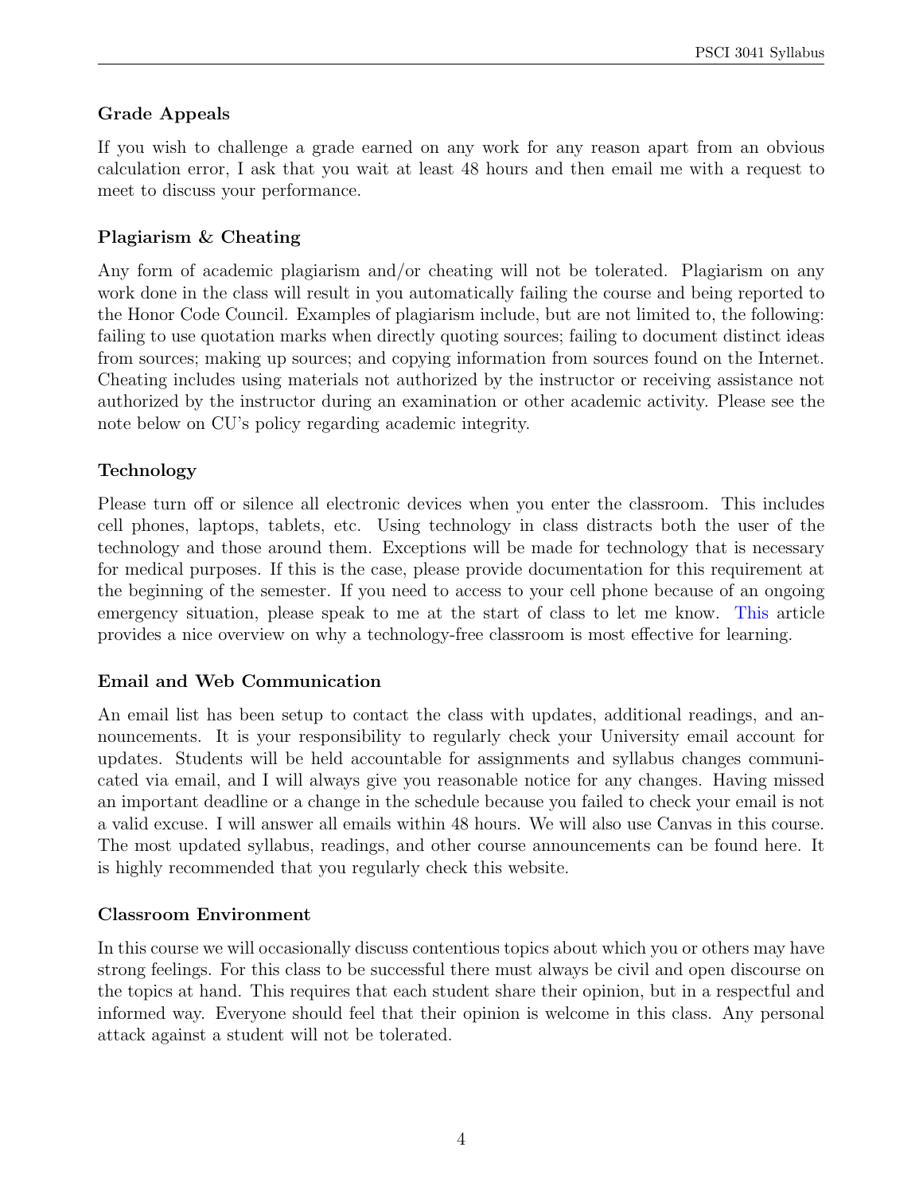### Grade Appeals

If you wish to challenge a grade earned on any work for any reason apart from an obvious calculation error, I ask that you wait at least 48 hours and then email me with a request to meet to discuss your performance.

### Plagiarism & Cheating

Any form of academic plagiarism and/or cheating will not be tolerated. Plagiarism on any work done in the class will result in you automatically failing the course and being reported to the Honor Code Council. Examples of plagiarism include, but are not limited to, the following: failing to use quotation marks when directly quoting sources; failing to document distinct ideas from sources; making up sources; and copying information from sources found on the Internet. Cheating includes using materials not authorized by the instructor or receiving assistance not authorized by the instructor during an examination or other academic activity. Please see the note below on CU's policy regarding academic integrity.

### Technology

Please turn off or silence all electronic devices when you enter the classroom. This includes cell phones, laptops, tablets, etc. Using technology in class distracts both the user of the technology and those around them. Exceptions will be made for technology that is necessary for medical purposes. If this is the case, please provide documentation for this requirement at the beginning of the semester. If you need to access to your cell phone because of an ongoing emergency situation, please speak to me at the start of class to let me know. This article provides a nice overview on why a technology-free classroom is most effective for learning.

### Email and Web Communication

An email list has been setup to contact the class with updates, additional readings, and announcements. It is your responsibility to regularly check your University email account for updates. Students will be held accountable for assignments and syllabus changes communicated via email, and I will always give you reasonable notice for any changes. Having missed an important deadline or a change in the schedule because you failed to check your email is not a valid excuse. I will answer all emails within 48 hours. We will also use Canvas in this course. The most updated syllabus, readings, and other course announcements can be found here. It is highly recommended that you regularly check this website.

### Classroom Environment

In this course we will occasionally discuss contentious topics about which you or others may have strong feelings. For this class to be successful there must always be civil and open discourse on the topics at hand. This requires that each student share their opinion, but in a respectful and informed way. Everyone should feel that their opinion is welcome in this class. Any personal attack against a student will not be tolerated.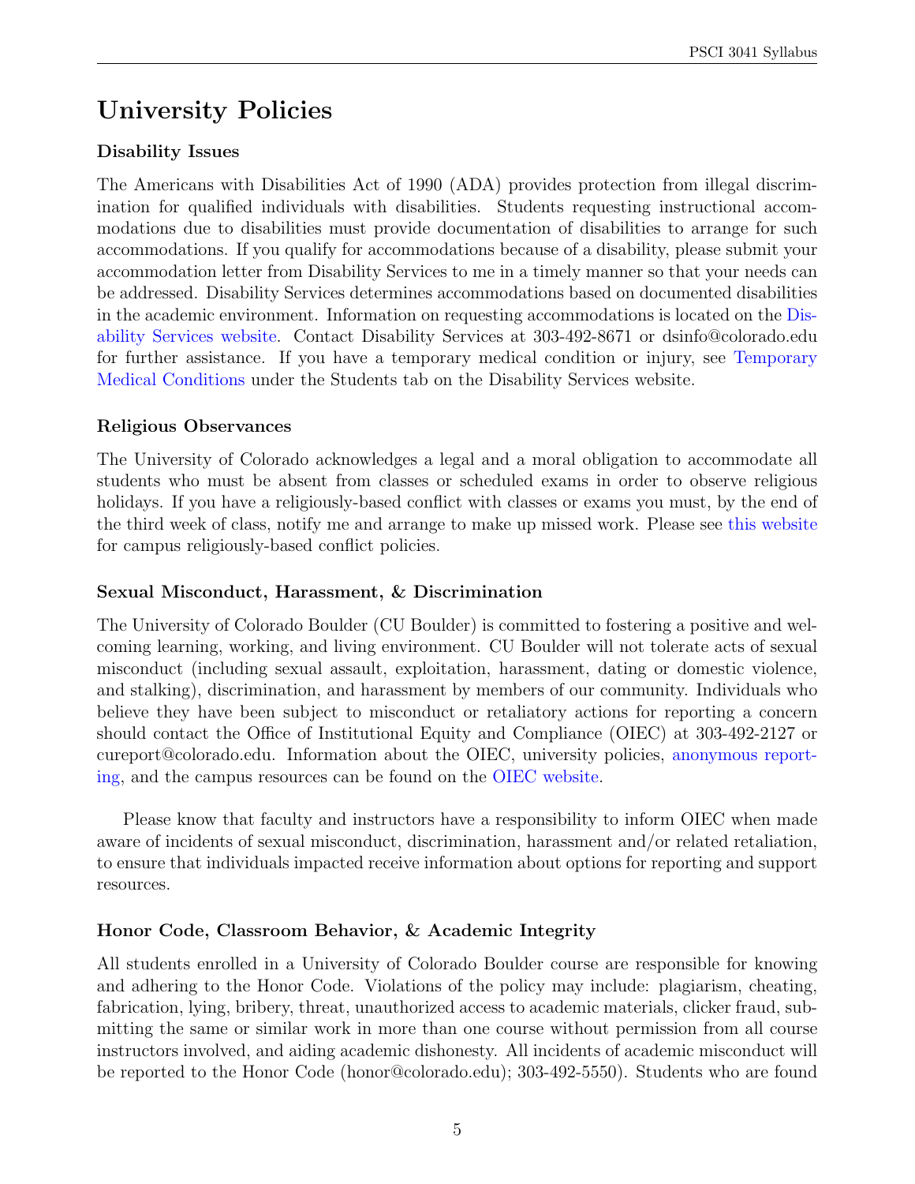# University Policies

### Disability Issues

The Americans with Disabilities Act of 1990 (ADA) provides protection from illegal discrimination for qualified individuals with disabilities. Students requesting instructional accommodations due to disabilities must provide documentation of disabilities to arrange for such accommodations. If you qualify for accommodations because of a disability, please submit your accommodation letter from Disability Services to me in a timely manner so that your needs can be addressed. Disability Services determines accommodations based on documented disabilities in the academic environment. Information on requesting accommodations is located on the Disability Services website. Contact Disability Services at 303-492-8671 or dsinfo@colorado.edu for further assistance. If you have a temporary medical condition or injury, see Temporary Medical Conditions under the Students tab on the Disability Services website.

### Religious Observances

The University of Colorado acknowledges a legal and a moral obligation to accommodate all students who must be absent from classes or scheduled exams in order to observe religious holidays. If you have a religiously-based conflict with classes or exams you must, by the end of the third week of class, notify me and arrange to make up missed work. Please see this website for campus religiously-based conflict policies.

### Sexual Misconduct, Harassment, & Discrimination

The University of Colorado Boulder (CU Boulder) is committed to fostering a positive and welcoming learning, working, and living environment. CU Boulder will not tolerate acts of sexual misconduct (including sexual assault, exploitation, harassment, dating or domestic violence, and stalking), discrimination, and harassment by members of our community. Individuals who believe they have been subject to misconduct or retaliatory actions for reporting a concern should contact the Office of Institutional Equity and Compliance (OIEC) at 303-492-2127 or cureport@colorado.edu. Information about the OIEC, university policies, anonymous reporting, and the campus resources can be found on the OIEC website.

Please know that faculty and instructors have a responsibility to inform OIEC when made aware of incidents of sexual misconduct, discrimination, harassment and/or related retaliation, to ensure that individuals impacted receive information about options for reporting and support resources.

### Honor Code, Classroom Behavior, & Academic Integrity

All students enrolled in a University of Colorado Boulder course are responsible for knowing and adhering to the Honor Code. Violations of the policy may include: plagiarism, cheating, fabrication, lying, bribery, threat, unauthorized access to academic materials, clicker fraud, submitting the same or similar work in more than one course without permission from all course instructors involved, and aiding academic dishonesty. All incidents of academic misconduct will be reported to the Honor Code (honor@colorado.edu); 303-492-5550). Students who are found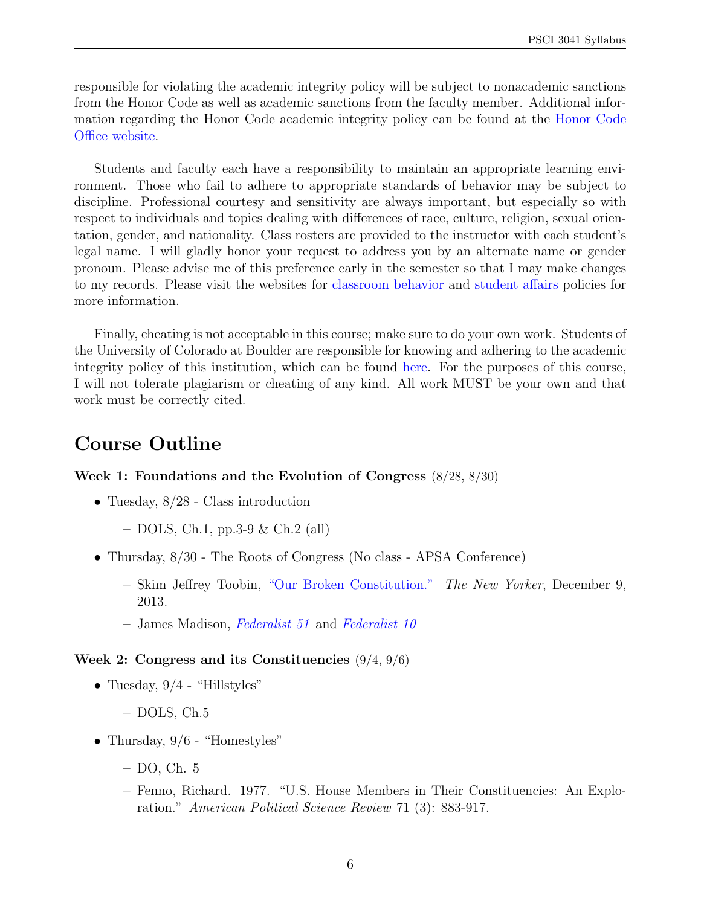responsible for violating the academic integrity policy will be subject to nonacademic sanctions from the Honor Code as well as academic sanctions from the faculty member. Additional information regarding the Honor Code academic integrity policy can be found at the Honor Code Office website.

Students and faculty each have a responsibility to maintain an appropriate learning environment. Those who fail to adhere to appropriate standards of behavior may be subject to discipline. Professional courtesy and sensitivity are always important, but especially so with respect to individuals and topics dealing with differences of race, culture, religion, sexual orientation, gender, and nationality. Class rosters are provided to the instructor with each student's legal name. I will gladly honor your request to address you by an alternate name or gender pronoun. Please advise me of this preference early in the semester so that I may make changes to my records. Please visit the websites for classroom behavior and student affairs policies for more information.

Finally, cheating is not acceptable in this course; make sure to do your own work. Students of the University of Colorado at Boulder are responsible for knowing and adhering to the academic integrity policy of this institution, which can be found here. For the purposes of this course, I will not tolerate plagiarism or cheating of any kind. All work MUST be your own and that work must be correctly cited.

## Course Outline

**Week 1: Foundations and the Evolution of Congress** (8/28, 8/30)

- Tuesday, 8/28 - Class introduction
  - DOLS, Ch.1, pp.3-9 & Ch.2 (all)
- Thursday, 8/30 - The Roots of Congress (No class - APSA Conference)
  - Skim Jeffrey Toobin, "Our Broken Constitution." *The New Yorker*, December 9, 2013.
  - James Madison, *Federalist 51* and *Federalist 10*

**Week 2: Congress and its Constituencies** (9/4, 9/6)

- Tuesday, 9/4 - "Hillstyles"
  - DOLS, Ch.5
- Thursday, 9/6 - "Homestyles"
  - DO, Ch. 5
  - Fenno, Richard. 1977. "U.S. House Members in Their Constituencies: An Exploration." *American Political Science Review* 71 (3): 883-917.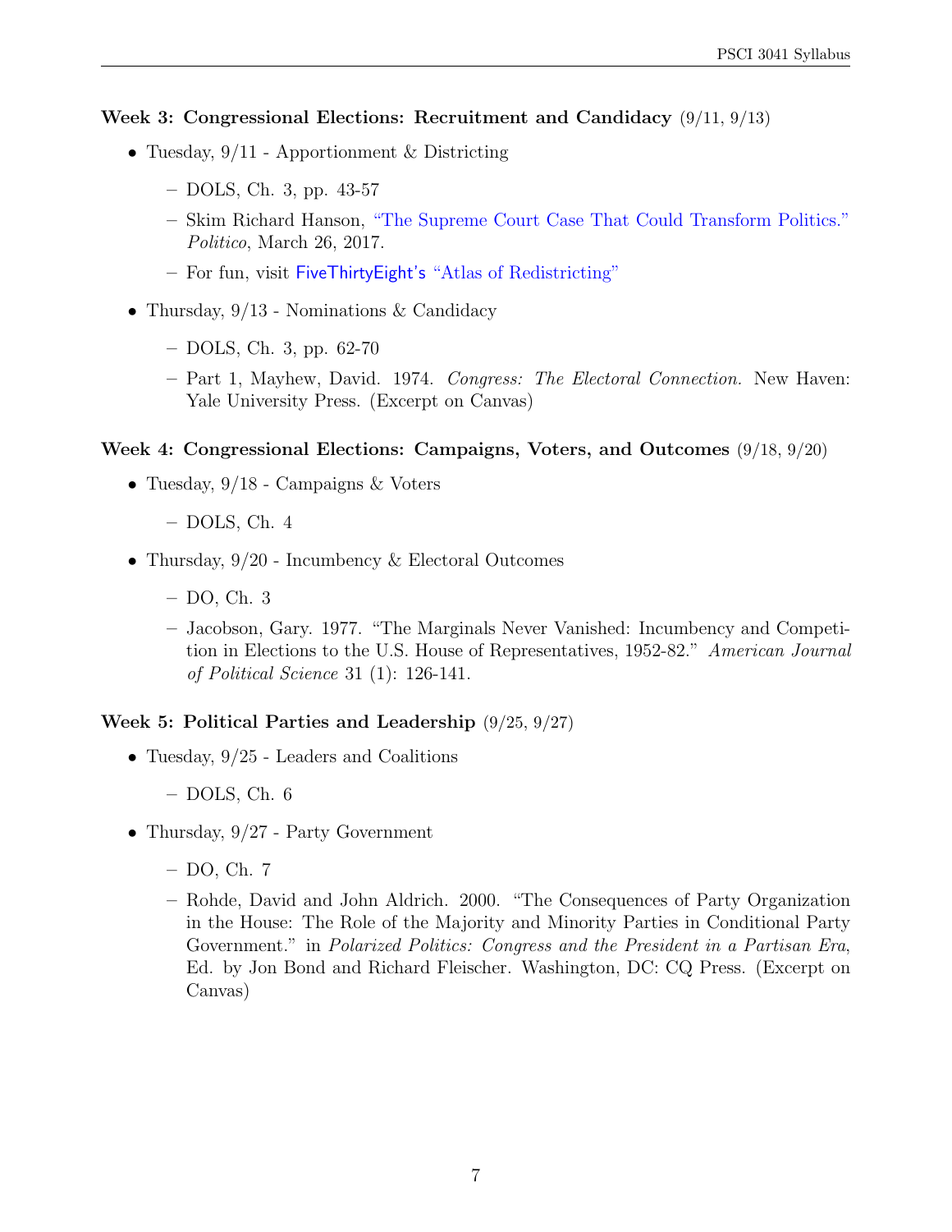**Week 3: Congressional Elections: Recruitment and Candidacy** (9/11, 9/13)

- Tuesday, 9/11 - Apportionment & Districting
  - DOLS, Ch. 3, pp. 43-57
  - Skim Richard Hanson, "The Supreme Court Case That Could Transform Politics." *Politico*, March 26, 2017.
  - For fun, visit FiveThirtyEight's "Atlas of Redistricting"
- Thursday, 9/13 - Nominations & Candidacy
  - DOLS, Ch. 3, pp. 62-70
  - Part 1, Mayhew, David. 1974. *Congress: The Electoral Connection.* New Haven: Yale University Press. (Excerpt on Canvas)

**Week 4: Congressional Elections: Campaigns, Voters, and Outcomes** (9/18, 9/20)

- Tuesday, 9/18 - Campaigns & Voters
  - DOLS, Ch. 4
- Thursday, 9/20 - Incumbency & Electoral Outcomes
  - DO, Ch. 3
  - Jacobson, Gary. 1977. "The Marginals Never Vanished: Incumbency and Competition in Elections to the U.S. House of Representatives, 1952-82." *American Journal of Political Science* 31 (1): 126-141.

**Week 5: Political Parties and Leadership** (9/25, 9/27)

- Tuesday, 9/25 - Leaders and Coalitions
  - DOLS, Ch. 6
- Thursday, 9/27 - Party Government
  - DO, Ch. 7
  - Rohde, David and John Aldrich. 2000. "The Consequences of Party Organization in the House: The Role of the Majority and Minority Parties in Conditional Party Government." in *Polarized Politics: Congress and the President in a Partisan Era*, Ed. by Jon Bond and Richard Fleischer. Washington, DC: CQ Press. (Excerpt on Canvas)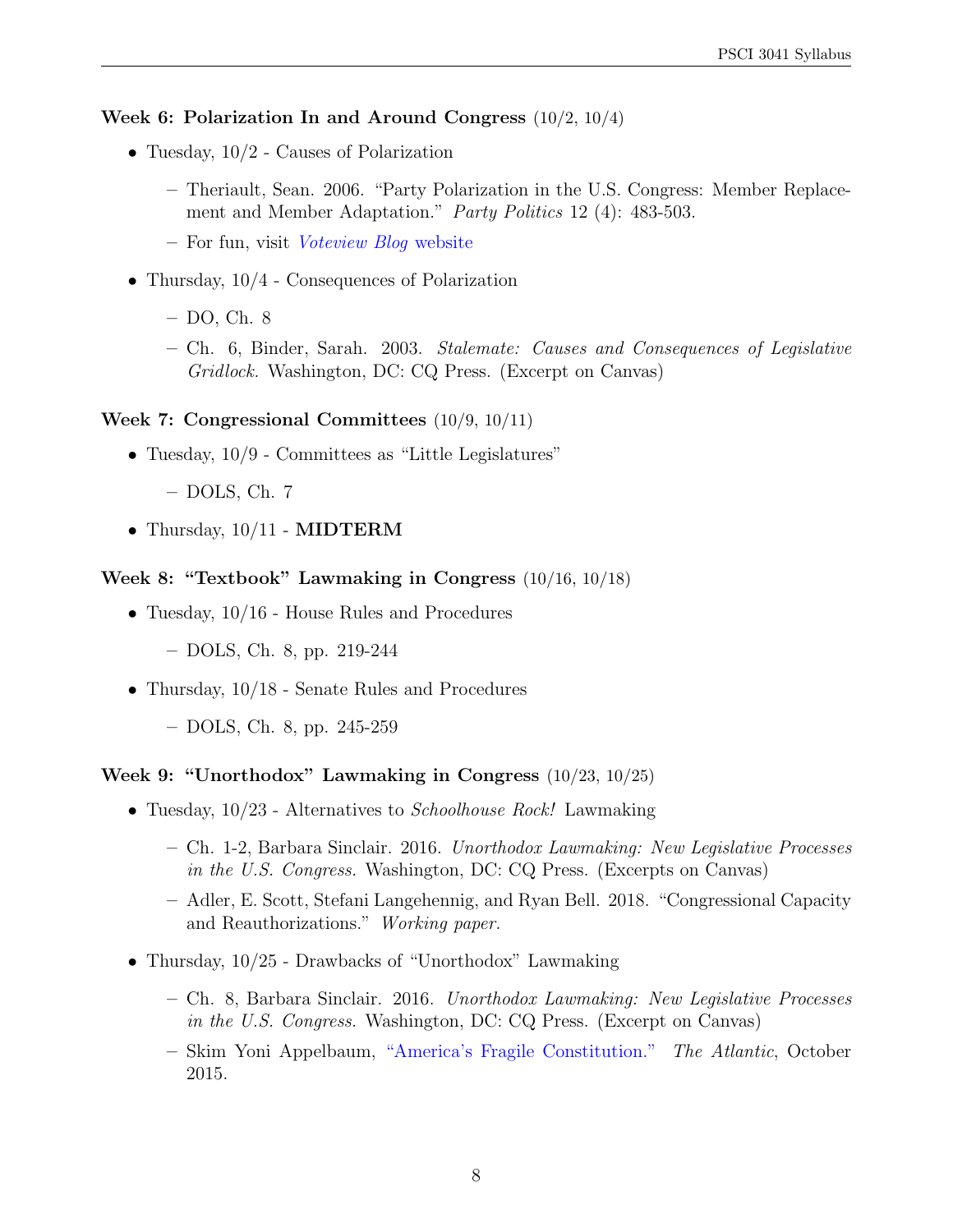**Week 6: Polarization In and Around Congress** (10/2, 10/4)

- Tuesday, 10/2 - Causes of Polarization
  - Theriault, Sean. 2006. "Party Polarization in the U.S. Congress: Member Replacement and Member Adaptation." *Party Politics* 12 (4): 483-503.
  - For fun, visit *Voteview Blog* website
- Thursday, 10/4 - Consequences of Polarization
  - DO, Ch. 8
  - Ch. 6, Binder, Sarah. 2003. *Stalemate: Causes and Consequences of Legislative Gridlock.* Washington, DC: CQ Press. (Excerpt on Canvas)

**Week 7: Congressional Committees** (10/9, 10/11)

- Tuesday, 10/9 - Committees as "Little Legislatures"
  - DOLS, Ch. 7
- Thursday, 10/11 - **MIDTERM**

**Week 8: "Textbook" Lawmaking in Congress** (10/16, 10/18)

- Tuesday, 10/16 - House Rules and Procedures
  - DOLS, Ch. 8, pp. 219-244
- Thursday, 10/18 - Senate Rules and Procedures
  - DOLS, Ch. 8, pp. 245-259

**Week 9: "Unorthodox" Lawmaking in Congress** (10/23, 10/25)

- Tuesday, 10/23 - Alternatives to *Schoolhouse Rock!* Lawmaking
  - Ch. 1-2, Barbara Sinclair. 2016. *Unorthodox Lawmaking: New Legislative Processes in the U.S. Congress.* Washington, DC: CQ Press. (Excerpts on Canvas)
  - Adler, E. Scott, Stefani Langehennig, and Ryan Bell. 2018. "Congressional Capacity and Reauthorizations." *Working paper.*
- Thursday, 10/25 - Drawbacks of "Unorthodox" Lawmaking
  - Ch. 8, Barbara Sinclair. 2016. *Unorthodox Lawmaking: New Legislative Processes in the U.S. Congress.* Washington, DC: CQ Press. (Excerpt on Canvas)
  - Skim Yoni Appelbaum, "America's Fragile Constitution." *The Atlantic*, October 2015.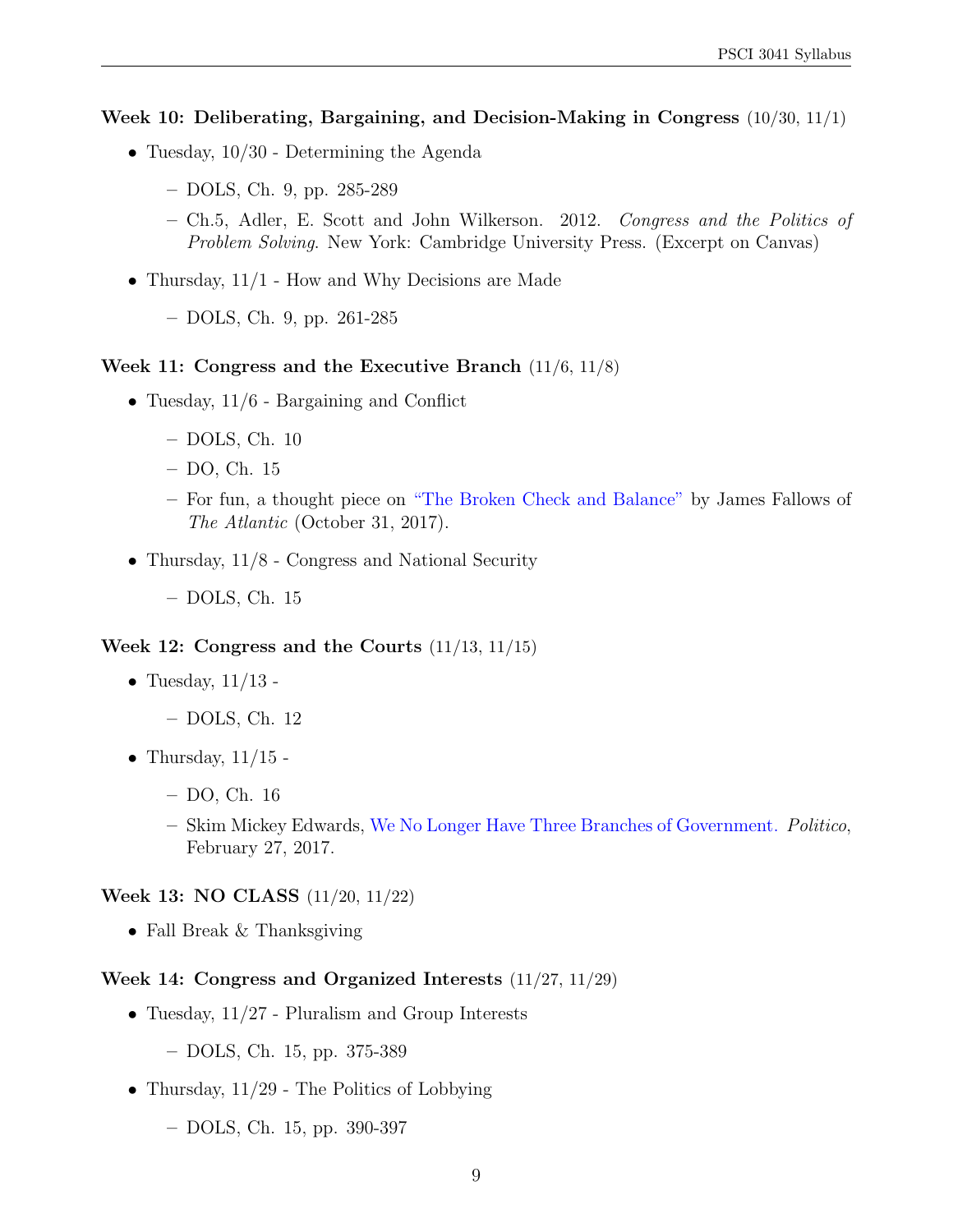**Week 10: Deliberating, Bargaining, and Decision-Making in Congress** (10/30, 11/1)

- Tuesday, 10/30 - Determining the Agenda
  - DOLS, Ch. 9, pp. 285-289
  - Ch.5, Adler, E. Scott and John Wilkerson. 2012. *Congress and the Politics of Problem Solving*. New York: Cambridge University Press. (Excerpt on Canvas)
- Thursday, 11/1 - How and Why Decisions are Made
  - DOLS, Ch. 9, pp. 261-285

**Week 11: Congress and the Executive Branch** (11/6, 11/8)

- Tuesday, 11/6 - Bargaining and Conflict
  - DOLS, Ch. 10
  - DO, Ch. 15
  - For fun, a thought piece on "The Broken Check and Balance" by James Fallows of *The Atlantic* (October 31, 2017).
- Thursday, 11/8 - Congress and National Security
  - DOLS, Ch. 15

**Week 12: Congress and the Courts** (11/13, 11/15)

- Tuesday, 11/13 -
  - DOLS, Ch. 12
- Thursday, 11/15 -
  - DO, Ch. 16
  - Skim Mickey Edwards, We No Longer Have Three Branches of Government. *Politico*, February 27, 2017.

**Week 13: NO CLASS** (11/20, 11/22)

- Fall Break & Thanksgiving

**Week 14: Congress and Organized Interests** (11/27, 11/29)

- Tuesday, 11/27 - Pluralism and Group Interests
  - DOLS, Ch. 15, pp. 375-389
- Thursday, 11/29 - The Politics of Lobbying
  - DOLS, Ch. 15, pp. 390-397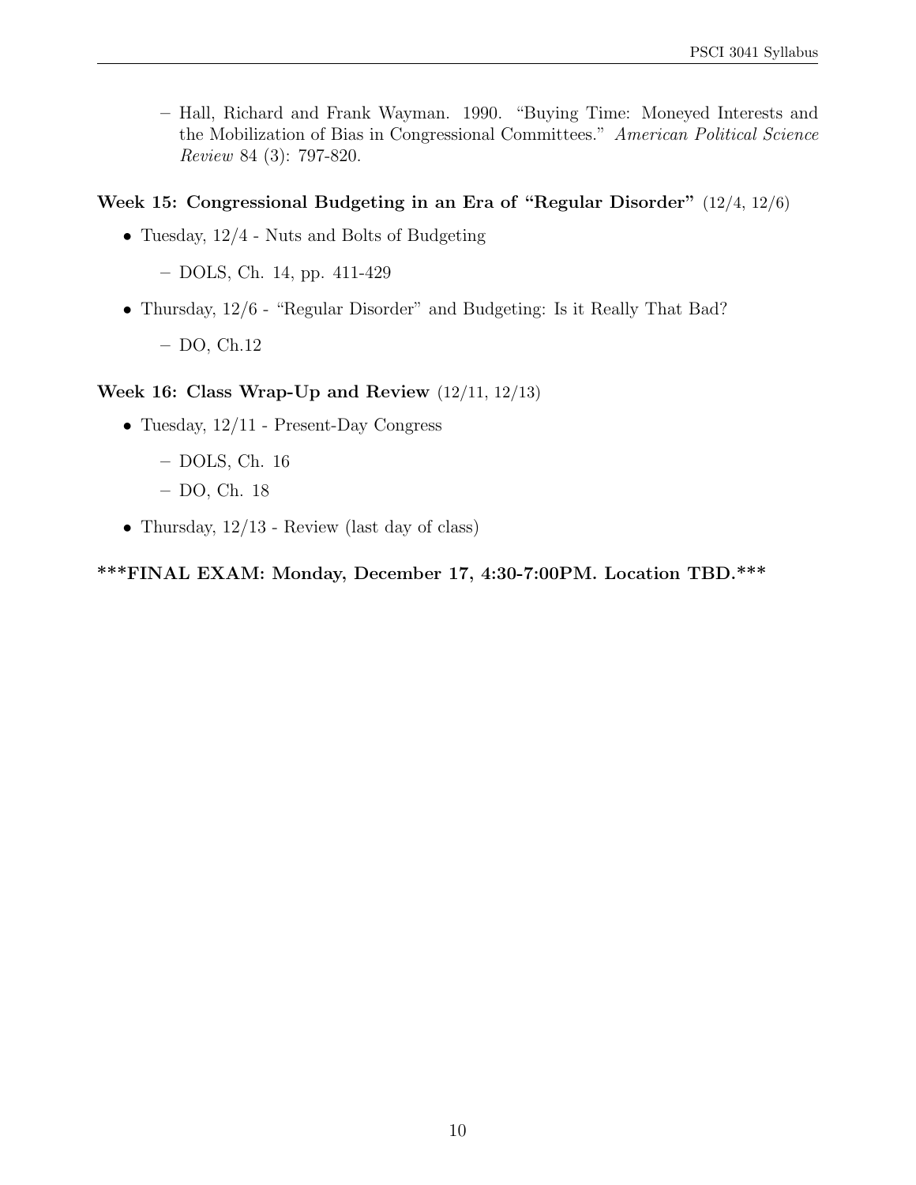- Hall, Richard and Frank Wayman. 1990. "Buying Time: Moneyed Interests and the Mobilization of Bias in Congressional Committees." *American Political Science Review* 84 (3): 797-820.

**Week 15: Congressional Budgeting in an Era of "Regular Disorder"** (12/4, 12/6)

- Tuesday, 12/4 - Nuts and Bolts of Budgeting
  - DOLS, Ch. 14, pp. 411-429
- Thursday, 12/6 - "Regular Disorder" and Budgeting: Is it Really That Bad?
  - DO, Ch.12

**Week 16: Class Wrap-Up and Review** (12/11, 12/13)

- Tuesday, 12/11 - Present-Day Congress
  - DOLS, Ch. 16
  - DO, Ch. 18
- Thursday, 12/13 - Review (last day of class)

**\*\*\*FINAL EXAM: Monday, December 17, 4:30-7:00PM. Location TBD.\*\*\***